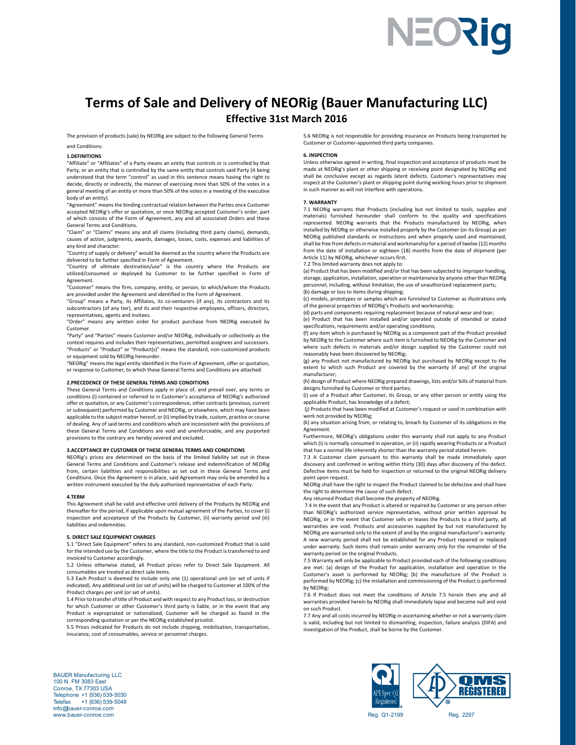# Terms of Sale and Delivery of NEORig (Bauer Manufacturing LLC)

## Effective 31st March 2016

The provision of products (sale) by NEORig are subject to the following General Terms and Conditions:

### 1.DEFINITIONS

"Affiliate" or "Affiliates" of a Party means an entity that controls or is controlled by that Party, or an entity that is controlled by the same entity that controls said Party (it being understood that the term "control" as used in this sentence means having the right to decide, directly or indirectly, the manner of exercising more than 50% of the votes in a general meeting of an entity or more than 50% of the votes in a meeting of the executive body of an entity).

"Agreement" means the binding contractual relation between the Parties once Customer accepted NEORig's offer or quotation, or once NEORig accepted Customer's order, part of which consists of the Form of Agreement, any and all associated Orders and these General Terms and Conditions.

"Claim" or "Claims" means any and all claims (including third party claims), demands, causes of action, judgments, awards, damages, losses, costs, expenses and liabilities of any kind and character.

"Country of supply or delivery" would be deemed as the country where the Products are delivered to be further specified in Form of Agreement.

"Country of ultimate destination/use" is the country where the Products are utilized/consumed or deployed by Customer to be further specified in Form of Agreement.

"Customer" means the firm, company, entity, or person, to which/whom the Products are provided under the Agreement and identified in the Form of Agreement.

"Group" means a Party, its Affiliates, its co-venturers (if any), its contractors and its subcontractors (of any tier), and its and their respective employees, officers, directors, representatives, agents and invitees.

"Order" means any written order for product purchase from NEORig executed by Customer.

"Party" and "Parties" means Customer and/or NEORig, individually or collectively as the context requires and includes their representatives, permitted assignees and successors.

"Products" or "Product" or "Product(s)" means the standard, non-customized products or equipment sold by NEORig hereunder.

"NEORig" means the legal entity identified in the Form of Agreement, offer or quotation, or response to Customer, to which these General Terms and Conditions are attached.

### 2.PRECEDENCE OF THESE GENERAL TERMS AND CONDITIONS

These General Terms and Conditions apply in place of, and prevail over, any terms or conditions (i) contained or referred to in Customer's acceptance of NEORig's authorized offer or quotation, or any Customer's correspondence, other contracts (previous, current or subsequent) performed by Customer and NEORig, or elsewhere, which may have been applicable to the subject matter hereof, or (ii) implied by trade, custom, practice or course of dealing. Any of said terms and conditions which are inconsistent with the provisions of these General Terms and Conditions are void and unenforceable, and any purported provisions to the contrary are hereby severed and excluded.

### 3.ACCEPTANCE BY CUSTOMER OF THESE GENERAL TERMS AND CONDITIONS

NEORig's prices are determined on the basis of the limited liability set out in these General Terms and Conditions and Customer's release and indemnification of NEORig from, certain liabilities and responsibilities as set out in these General Terms and Conditions. Once the Agreement is in place, said Agreement may only be amended by a written instrument executed by the duly authorized representative of each Party.

### 4.TERM

This Agreement shall be valid and effective until delivery of the Products by NEORig and thereafter for the period, if applicable upon mutual agreement of the Parties, to cover (i) inspection and acceptance of the Products by Customer, (ii) warranty period and (iii) liabilities and indemnities.

### 5. DIRECT SALE EQUIPMENT CHARGES

5.1 "Direct Sale Equipment" refers to any standard, non-customized Product that is sold for the intended use by the Customer, where the title to the Product is transferred to and invoiced to Customer accordingly.

5.2 Unless otherwise stated, all Product prices refer to Direct Sale Equipment. All consumables are treated as direct sale items.

5.3 Each Product is deemed to include only one (1) operational unit (or set of units if indicated). Any additional unit (or set of units) will be charged to Customer at 100% of the Product charges per unit (or set of units).

5.4 Prior to transfer of title of Product and with respect to any Product loss, or destruction for which Customer or other Customer's third party is liable, or in the event that any Product is expropriated or nationalized, Customer will be charged as found in the corresponding quotation or per the NEORig established pricelist.

5.5 Prices indicated for Products do not include shipping, mobilization, transportation, insurance, cost of consumables, service or personnel charges.

5.6 NEORig is not responsible for providing insurance on Products being transported by Customer or Customer-appointed third party companies.

### 6. INSPECTION

Unless otherwise agreed in writing, final inspection and acceptance of products must be made at NEORig's plant or other shipping or receiving point designated by NEORig and shall be conclusive except as regards latent defects. Customer's representatives may inspect at the Customer's plant or shipping point during working hours prior to shipment in such manner as will not interfere with operations.

### 7. WARRANTY

7.1 NEORig warrants that Products (including but not limited to tools, supplies and materials) furnished hereunder shall conform to the quality and specifications represented. NEORig warrants that the Products manufactured by NEORig, when installed by NEORig or otherwise installed properly by the Customer (or its Group) as per NEORig published standards or instructions and when properly used and maintained, shall be free from defects in material and workmanship for a period of twelve (12) months from the date of installation or eighteen (18) months from the date of shipment (per Article 11) by NEORig, whichever occurs first.

7.2 This limited warranty does not apply to:

(a) Product that has been modified and/or that has been subjected to improper handling, storage, application, installation, operation or maintenance by anyone other than NEORig personnel, including, without limitation, the use of unauthorized replacement parts;

(b) damage or loss to items during shipping;

(c) models, prototypes or samples which are furnished to Customer as illustrations only of the general properties of NEORig's Products and workmanship;

(d) parts and components requiring replacement because of natural wear and tear;

(e) Product that has been installed and/or operated outside of intended or stated specifications, requirements and/or operating conditions;

(f) any item which is purchased by NEORig as a component part of the Product provided by NEORig to the Customer where such item is furnished to NEORig by the Customer and where such defects in materials and/or design supplied by the Customer could not reasonably have been discovered by NEORig;

(g) any Product not manufactured by NEORig but purchased by NEORig except to the extent to which such Product are covered by the warranty (if any) of the original manufacturer;

(h) design of Product where NEORig prepared drawings, lists and/or bills of material from designs furnished by Customer or third parties;

(i) use of a Product after Customer, its Group, or any other person or entity using the applicable Product, has knowledge of a defect;

(j) Products that have been modified at Customer's request or used in combination with work not provided by NEORig;

(k) any situation arising from, or relating to, breach by Customer of its obligations in the Agreement.

Furthermore, NEORig's obligations under this warranty shall not apply to any Product which (i) is normally consumed in operation, or (ii) rapidly wearing Products or a Product that has a normal life inherently shorter than the warranty period stated herein.

7.3 A Customer claim pursuant to this warranty shall be made immediately upon discovery and confirmed in writing within thirty (30) days after discovery of the defect. Defective items must be held for inspection or returned to the original NEORig delivery point upon request.

NEORig shall have the right to inspect the Product claimed to be defective and shall have the right to determine the cause of such defect.

Any returned Product shall become the property of NEORig.

7.4 In the event that any Product is altered or repaired by Customer or any person other than NEORig's authorized service representative, without prior written approval by NEORig, or in the event that Customer sells or leases the Products to a third party, all warranties are void. Products and accessories supplied by but not manufactured by NEORig are warranted only to the extent of and by the original manufacturer's warranty. A new warranty period shall not be established for any Product repaired or replaced under warranty. Such items shall remain under warranty only for the remainder of the warranty period on the original Products.

7.5 Warranty will only be applicable to Product provided each of the following conditions are met: (a) design of the Product for application, installation and operation in the Customer's asset is performed by NEORig; (b) the manufacture of the Product is performed by NEORig; (c) the installation and commissioning of the Product is performed by NEORig;

7.6 If Product does not meet the conditions of Article 7.5 herein then any and all warranties provided herein by NEORig shall immediately lapse and become null and void on such Product.

7.7 Any and all costs incurred by NEORig in ascertaining whether or not a warranty claim is valid, including but not limited to dismantling, inspection, failure analysis (DIFA) and investigation of the Product, shall be borne by the Customer.

BAUER Manufacturing LLC
100 N. FM 3083 East
Conroe, TX 77303 USA
Telephone +1 (936) 539-5030
Telefax +1 (936) 539-5048
info@bauer-conroe.com
www.bauer-conroe.com

Reg. Q1-2199 Reg. 2297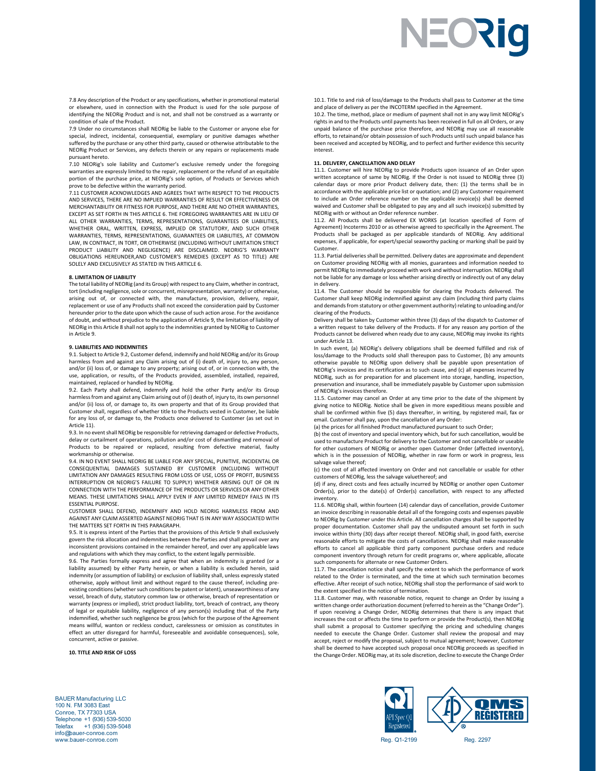7.8 Any description of the Product or any specifications, whether in promotional material or elsewhere, used in connection with the Product is used for the sole purpose of identifying the NEORig Product and is not, and shall not be construed as a warranty or condition of sale of the Product.

7.9 Under no circumstances shall NEORig be liable to the Customer or anyone else for special, indirect, incidental, consequential, exemplary or punitive damages whether suffered by the purchase or any other third party, caused or otherwise attributable to the NEORig Product or Services, any defects therein or any repairs or replacements made pursuant hereto.

7.10 NEORig's sole liability and Customer's exclusive remedy under the foregoing warranties are expressly limited to the repair, replacement or the refund of an equitable portion of the purchase price, at NEORig's sole option, of Products or Services which prove to be defective within the warranty period.

7.11 CUSTOMER ACKNOWLEDGES AND AGREES THAT WITH RESPECT TO THE PRODUCTS AND SERVICES, THERE ARE NO IMPLIED WARRANTIES OF RESULT OR EFFECTIVENESS OR MERCHANTABILITY OR FITNESS FOR PURPOSE, AND THERE ARE NO OTHER WARRANTIES, EXCEPT AS SET FORTH IN THIS ARTICLE 6. THE FOREGOING WARRANTIES ARE IN LIEU OF ALL OTHER WARRANTIES, TERMS, REPRESENTATIONS, GUARANTEES OR LIABILITIES, WHETHER ORAL, WRITTEN, EXPRESS, IMPLIED OR STATUTORY, AND SUCH OTHER WARRANTIES, TERMS, REPRESENTATIONS, GUARANTEES OR LIABILITIES, AT COMMON LAW, IN CONTRACT, IN TORT, OR OTHERWISE (INCLUDING WITHOUT LIMITATION STRICT PRODUCT LIABILITY AND NEGLIGENCE) ARE DISCLAIMED. NEORIG'S WARRANTY OBLIGATIONS HEREUNDER,AND CUSTOMER'S REMEDIES (EXCEPT AS TO TITLE) ARE SOLELY AND EXCLUSIVELY AS STATED IN THIS ARTICLE 6.

## 8. LIMITATION OF LIABILITY

The total liability of NEORig (and its Group) with respect to any Claim, whether in contract, tort (including negligence, sole or concurrent, misrepresentation, warranty) or otherwise, arising out of, or connected with, the manufacture, provision, delivery, repair, replacement or use of any Products shall not exceed the consideration paid by Customer hereunder prior to the date upon which the cause of such action arose. For the avoidance of doubt, and without prejudice to the application of Article 9, the limitation of liability of NEORig in this Article 8 shall not apply to the indemnities granted by NEORig to Customer in Article 9.

## 9. LIABILITIES AND INDEMNITIES

9.1. Subject to Article 9.2, Customer defend, indemnify and hold NEORig and/or its Group harmless from and against any Claim arising out of (i) death of, injury to, any person, and/or (ii) loss of, or damage to any property; arising out of, or in connection with, the use, application, or results, of the Products provided, assembled, installed, repaired, maintained, replaced or handled by NEORig.

9.2. Each Party shall defend, indemnify and hold the other Party and/or its Group harmless from and against any Claim arising out of (i) death of, injury to, its own personnel and/or (ii) loss of, or damage to, its own property and that of its Group provided that Customer shall, regardless of whether title to the Products vested in Customer, be liable for any loss of, or damage to, the Products once delivered to Customer (as set out in Article 11).

9.3. In no event shall NEORig be responsible for retrieving damaged or defective Products, delay or curtailment of operations, pollution and/or cost of dismantling and removal of Products to be repaired or replaced, resulting from defective material, faulty workmanship or otherwise.

9.4. IN NO EVENT SHALL NEORIG BE LIABLE FOR ANY SPECIAL, PUNITIVE, INCIDENTAL OR CONSEQUENTIAL DAMAGES SUSTAINED BY CUSTOMER (INCLUDING WITHOUT LIMITATION ANY DAMAGES RESULTING FROM LOSS OF USE, LOSS OF PROFIT, BUSINESS INTERRUPTION OR NEORIG'S FAILURE TO SUPPLY) WHETHER ARISING OUT OF OR IN CONNECTION WITH THE PERFORMANCE OF THE PRODUCTS OR SERVICES OR ANY OTHER MEANS. THESE LIMITATIONS SHALL APPLY EVEN IF ANY LIMITED REMEDY FAILS IN ITS ESSENTIAL PURPOSE.

CUSTOMER SHALL DEFEND, INDEMNIFY AND HOLD NEORIG HARMLESS FROM AND AGAINST ANY CLAIM ASSERTED AGAINST NEORIG THAT IS IN ANY WAY ASSOCIATED WITH THE MATTERS SET FORTH IN THIS PARAGRAPH.

9.5. It is express intent of the Parties that the provisions of this Article 9 shall exclusively govern the risk allocation and indemnities between the Parties and shall prevail over any inconsistent provisions contained in the remainder hereof, and over any applicable laws and regulations with which they may conflict, to the extent legally permissible.

9.6. The Parties formally express and agree that when an indemnity is granted (or a liability assumed) by either Party herein, or when a liability is excluded herein, said indemnity (or assumption of liability) or exclusion of liability shall, unless expressly stated otherwise, apply without limit and without regard to the cause thereof, including pre-existing conditions (whether such conditions be patent or latent), unseaworthiness of any vessel, breach of duty, statutory common law or otherwise, breach of representation or warranty (express or implied), strict product liability, tort, breach of contract, any theory of legal or equitable liability, negligence of any person(s) including that of the Party indemnified, whether such negligence be gross (which for the purpose of the Agreement means willful, wanton or reckless conduct, carelessness or omission as constitutes in effect an utter disregard for harmful, foreseeable and avoidable consequences), sole, concurrent, active or passive.

## 10. TITLE AND RISK OF LOSS

10.1. Title to and risk of loss/damage to the Products shall pass to Customer at the time and place of delivery as per the INCOTERM specified in the Agreement.

10.2. The time, method, place or medium of payment shall not in any way limit NEORig's rights in and to the Products until payments has been received in full on all Orders, or any unpaid balance of the purchase price therefore, and NEORig may use all reasonable efforts, to retainand/or obtain possession of such Products until such unpaid balance has been received and accepted by NEORig, and to perfect and further evidence this security interest.

## 11. DELIVERY, CANCELLATION AND DELAY

11.1. Customer will hire NEORig to provide Products upon issuance of an Order upon written acceptance of same by NEORig. If the Order is not issued to NEORig three (3) calendar days or more prior Product delivery date, then: (1) the terms shall be in accordance with the applicable price list or quotation; and (2) any Customer requirement to include an Order reference number on the applicable invoice(s) shall be deemed waived and Customer shall be obligated to pay any and all such invoice(s) submitted by NEORig with or without an Order reference number.

11.2. All Products shall be delivered EX WORKS (at location specified of Form of Agreement) Incoterms 2010 or as otherwise agreed to specifically in the Agreement. The Products shall be packaged as per applicable standards of NEORig. Any additional expenses, if applicable, for expert/special seaworthy packing or marking shall be paid by Customer.

11.3. Partial deliveries shall be permitted. Delivery dates are approximate and dependent on Customer providing NEORig with all monies, guarantees and information needed to permit NEORig to immediately proceed with work and without interruption. NEORig shall not be liable for any damage or loss whether arising directly or indirectly out of any delay in delivery.

11.4. The Customer should be responsible for clearing the Products delivered. The Customer shall keep NEORig indemnified against any claim (including third party claims and demands from statutory or other government authority) relating to unloading and/or clearing of the Products.

Delivery shall be taken by Customer within three (3) days of the dispatch to Customer of a written request to take delivery of the Products. If for any reason any portion of the Products cannot be delivered when ready due to any cause, NEORig may invoke its rights under Article 13.

In such event, (a) NEORig's delivery obligations shall be deemed fulfilled and risk of loss/damage to the Products sold shall thereupon pass to Customer, (b) any amounts otherwise payable to NEORig upon delivery shall be payable upon presentation of NEORig's invoices and its certification as to such cause, and (c) all expenses incurred by NEORig, such as for preparation for and placement into storage, handling, inspection, preservation and insurance, shall be immediately payable by Customer upon submission of NEORig's invoices therefore.

11.5. Customer may cancel an Order at any time prior to the date of the shipment by giving notice to NEORig. Notice shall be given in more expeditious means possible and shall be confirmed within five (5) days thereafter, in writing, by registered mail, fax or email. Customer shall pay, upon the cancellation of any Order:

(a) the prices for all finished Product manufactured pursuant to such Order;

(b) the cost of inventory and special inventory which, but for such cancellation, would be used to manufacture Product for delivery to the Customer and not cancellable or useable for other customers of NEORig or another open Customer Order (affected inventory), which is in the possession of NEORig, whether in raw form or work in progress, less salvage value thereof;

(c) the cost of all affected inventory on Order and not cancellable or usable for other customers of NEORig, less the salvage valuethereof; and

(d) if any, direct costs and fees actually incurred by NEORig or another open Customer Order(s), prior to the date(s) of Order(s) cancellation, with respect to any affected inventory.

11.6. NEORig shall, within fourteen (14) calendar days of cancellation, provide Customer an invoice describing in reasonable detail all of the foregoing costs and expenses payable to NEORig by Customer under this Article. All cancellation charges shall be supported by proper documentation. Customer shall pay the undisputed amount set forth in such invoice within thirty (30) days after receipt thereof. NEORig shall, in good faith, exercise reasonable efforts to mitigate the costs of cancellations. NEORig shall make reasonable efforts to cancel all applicable third party component purchase orders and reduce component inventory through return for credit programs or, where applicable, allocate such components for alternate or new Customer Orders.

11.7. The cancellation notice shall specify the extent to which the performance of work related to the Order is terminated, and the time at which such termination becomes effective. After receipt of such notice, NEORig shall stop the performance of said work to the extent specified in the notice of termination.

11.8. Customer may, with reasonable notice, request to change an Order by issuing a written change order authorization document (referred to herein as the "Change Order"). If upon receiving a Change Order, NEORig determines that there is any impact that increases the cost or affects the time to perform or provide the Product(s), then NEORig shall submit a proposal to Customer specifying the pricing and scheduling changes needed to execute the Change Order. Customer shall review the proposal and may accept, reject or modify the proposal, subject to mutual agreement; however, Customer shall be deemed to have accepted such proposal once NEORig proceeds as specified in the Change Order. NEORig may, at its sole discretion, decline to execute the Change Order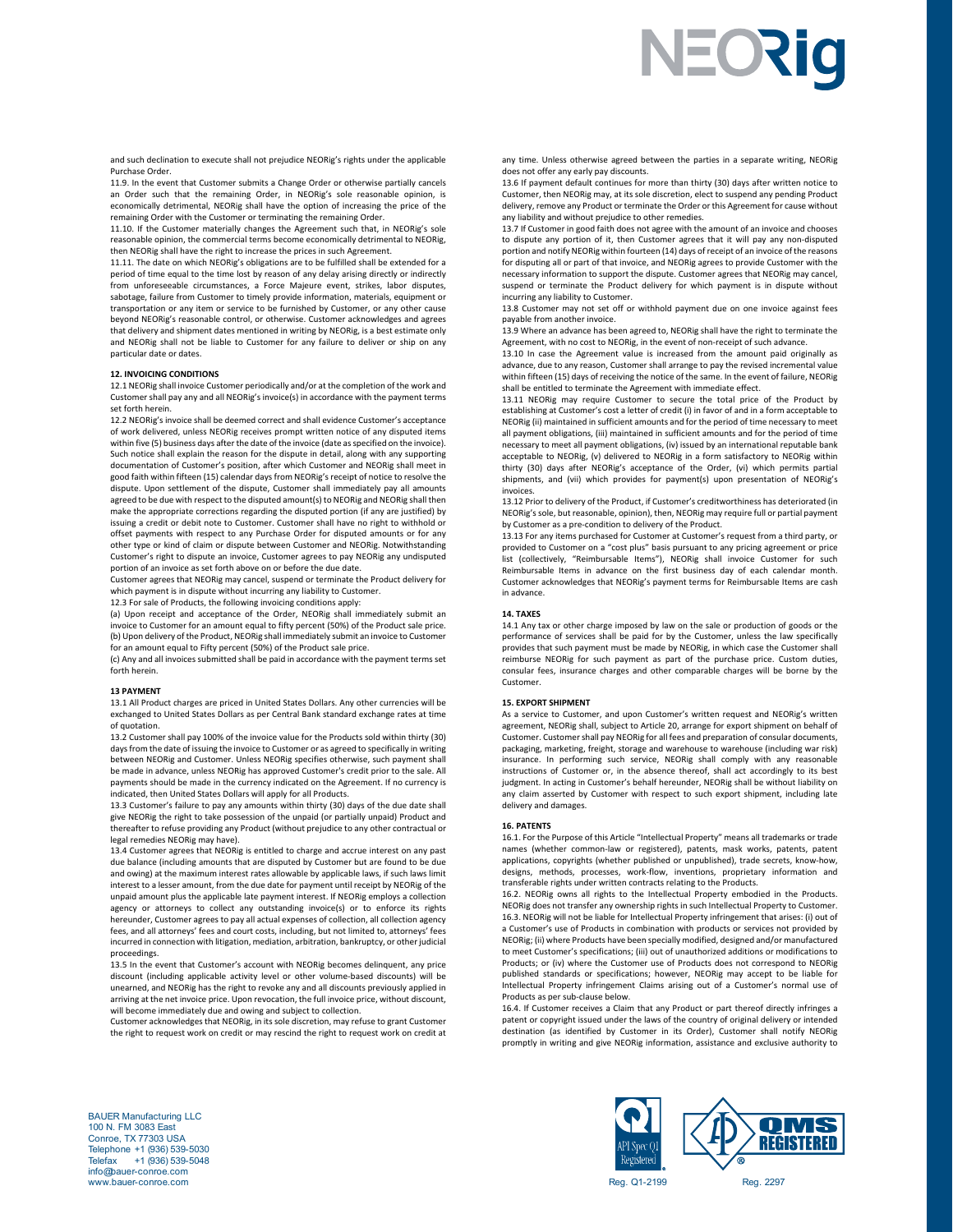and such declination to execute shall not prejudice NEORig's rights under the applicable Purchase Order.

11.9. In the event that Customer submits a Change Order or otherwise partially cancels an Order such that the remaining Order, in NEORig's sole reasonable opinion, is economically detrimental, NEORig shall have the option of increasing the price of the remaining Order with the Customer or terminating the remaining Order.

11.10. If the Customer materially changes the Agreement such that, in NEORig's sole reasonable opinion, the commercial terms become economically detrimental to NEORig, then NEORig shall have the right to increase the prices in such Agreement.

11.11. The date on which NEORig's obligations are to be fulfilled shall be extended for a period of time equal to the time lost by reason of any delay arising directly or indirectly from unforeseeable circumstances, a Force Majeure event, strikes, labor disputes, sabotage, failure from Customer to timely provide information, materials, equipment or transportation or any item or service to be furnished by Customer, or any other cause beyond NEORig's reasonable control, or otherwise. Customer acknowledges and agrees that delivery and shipment dates mentioned in writing by NEORig, is a best estimate only and NEORig shall not be liable to Customer for any failure to deliver or ship on any particular date or dates.

**12. INVOICING CONDITIONS**

12.1 NEORig shall invoice Customer periodically and/or at the completion of the work and Customer shall pay any and all NEORig's invoice(s) in accordance with the payment terms set forth herein.

12.2 NEORig's invoice shall be deemed correct and shall evidence Customer's acceptance of work delivered, unless NEORig receives prompt written notice of any disputed items within five (5) business days after the date of the invoice (date as specified on the invoice). Such notice shall explain the reason for the dispute in detail, along with any supporting documentation of Customer's position, after which Customer and NEORig shall meet in good faith within fifteen (15) calendar days from NEORig's receipt of notice to resolve the dispute. Upon settlement of the dispute, Customer shall immediately pay all amounts agreed to be due with respect to the disputed amount(s) to NEORig and NEORig shall then make the appropriate corrections regarding the disputed portion (if any are justified) by issuing a credit or debit note to Customer. Customer shall have no right to withhold or offset payments with respect to any Purchase Order for disputed amounts or for any other type or kind of claim or dispute between Customer and NEORig. Notwithstanding Customer's right to dispute an invoice, Customer agrees to pay NEORig any undisputed portion of an invoice as set forth above on or before the due date.

Customer agrees that NEORig may cancel, suspend or terminate the Product delivery for which payment is in dispute without incurring any liability to Customer.

12.3 For sale of Products, the following invoicing conditions apply:

(a) Upon receipt and acceptance of the Order, NEORig shall immediately submit an invoice to Customer for an amount equal to fifty percent (50%) of the Product sale price.

(b) Upon delivery of the Product, NEORig shall immediately submit an invoice to Customer for an amount equal to Fifty percent (50%) of the Product sale price.

(c) Any and all invoices submitted shall be paid in accordance with the payment terms set forth herein.

**13 PAYMENT**

13.1 All Product charges are priced in United States Dollars. Any other currencies will be exchanged to United States Dollars as per Central Bank standard exchange rates at time of quotation.

13.2 Customer shall pay 100% of the invoice value for the Products sold within thirty (30) days from the date of issuing the invoice to Customer or as agreed to specifically in writing between NEORig and Customer. Unless NEORig specifies otherwise, such payment shall be made in advance, unless NEORig has approved Customer's credit prior to the sale. All payments should be made in the currency indicated on the Agreement. If no currency is indicated, then United States Dollars will apply for all Products.

13.3 Customer's failure to pay any amounts within thirty (30) days of the due date shall give NEORig the right to take possession of the unpaid (or partially unpaid) Product and thereafter to refuse providing any Product (without prejudice to any other contractual or legal remedies NEORig may have).

13.4 Customer agrees that NEORig is entitled to charge and accrue interest on any past due balance (including amounts that are disputed by Customer but are found to be due and owing) at the maximum interest rates allowable by applicable laws, if such laws limit interest to a lesser amount, from the due date for payment until receipt by NEORig of the unpaid amount plus the applicable late payment interest. If NEORig employs a collection agency or attorneys to collect any outstanding invoice(s) or to enforce its rights hereunder, Customer agrees to pay all actual expenses of collection, all collection agency fees, and all attorneys' fees and court costs, including, but not limited to, attorneys' fees incurred in connection with litigation, mediation, arbitration, bankruptcy, or other judicial proceedings.

13.5 In the event that Customer's account with NEORig becomes delinquent, any price discount (including applicable activity level or other volume-based discounts) will be unearned, and NEORig has the right to revoke any and all discounts previously applied in arriving at the net invoice price. Upon revocation, the full invoice price, without discount, will become immediately due and owing and subject to collection.

Customer acknowledges that NEORig, in its sole discretion, may refuse to grant Customer the right to request work on credit or may rescind the right to request work on credit at any time. Unless otherwise agreed between the parties in a separate writing, NEORig does not offer any early pay discounts.

13.6 If payment default continues for more than thirty (30) days after written notice to Customer, then NEORig may, at its sole discretion, elect to suspend any pending Product delivery, remove any Product or terminate the Order or this Agreement for cause without any liability and without prejudice to other remedies.

13.7 If Customer in good faith does not agree with the amount of an invoice and chooses to dispute any portion of it, then Customer agrees that it will pay any non-disputed portion and notify NEORig within fourteen (14) days of receipt of an invoice of the reasons for disputing all or part of that invoice, and NEORig agrees to provide Customer with the necessary information to support the dispute. Customer agrees that NEORig may cancel, suspend or terminate the Product delivery for which payment is in dispute without incurring any liability to Customer.

13.8 Customer may not set off or withhold payment due on one invoice against fees payable from another invoice.

13.9 Where an advance has been agreed to, NEORig shall have the right to terminate the Agreement, with no cost to NEORig, in the event of non-receipt of such advance.

13.10 In case the Agreement value is increased from the amount paid originally as advance, due to any reason, Customer shall arrange to pay the revised incremental value within fifteen (15) days of receiving the notice of the same. In the event of failure, NEORig shall be entitled to terminate the Agreement with immediate effect.

13.11 NEORig may require Customer to secure the total price of the Product by establishing at Customer's cost a letter of credit (i) in favor of and in a form acceptable to NEORig (ii) maintained in sufficient amounts and for the period of time necessary to meet all payment obligations, (iii) maintained in sufficient amounts and for the period of time necessary to meet all payment obligations, (iv) issued by an international reputable bank acceptable to NEORig, (v) delivered to NEORig in a form satisfactory to NEORig within thirty (30) days after NEORig's acceptance of the Order, (vi) which permits partial shipments, and (vii) which provides for payment(s) upon presentation of NEORig's invoices.

13.12 Prior to delivery of the Product, if Customer's creditworthiness has deteriorated (in NEORig's sole, but reasonable, opinion), then, NEORig may require full or partial payment by Customer as a pre-condition to delivery of the Product.

13.13 For any items purchased for Customer at Customer's request from a third party, or provided to Customer on a "cost plus" basis pursuant to any pricing agreement or price list (collectively, "Reimbursable Items"), NEORig shall invoice Customer for such Reimbursable Items in advance on the first business day of each calendar month. Customer acknowledges that NEORig's payment terms for Reimbursable Items are cash in advance.

**14. TAXES**

14.1 Any tax or other charge imposed by law on the sale or production of goods or the performance of services shall be paid for by the Customer, unless the law specifically provides that such payment must be made by NEORig, in which case the Customer shall reimburse NEORig for such payment as part of the purchase price. Custom duties, consular fees, insurance charges and other comparable charges will be borne by the Customer.

**15. EXPORT SHIPMENT**

As a service to Customer, and upon Customer's written request and NEORig's written agreement, NEORig shall, subject to Article 20, arrange for export shipment on behalf of Customer. Customer shall pay NEORig for all fees and preparation of consular documents, packaging, marketing, freight, storage and warehouse to warehouse (including war risk) insurance. In performing such service, NEORig shall comply with any reasonable instructions of Customer or, in the absence thereof, shall act accordingly to its best judgment. In acting in Customer's behalf hereunder, NEORig shall be without liability on any claim asserted by Customer with respect to such export shipment, including late delivery and damages.

**16. PATENTS**

16.1. For the Purpose of this Article "Intellectual Property" means all trademarks or trade names (whether common-law or registered), patents, mask works, patents, patent applications, copyrights (whether published or unpublished), trade secrets, know-how, designs, methods, processes, work-flow, inventions, proprietary information and transferable rights under written contracts relating to the Products.

16.2. NEORig owns all rights to the Intellectual Property embodied in the Products. NEORig does not transfer any ownership rights in such Intellectual Property to Customer.

16.3. NEORig will not be liable for Intellectual Property infringement that arises: (i) out of a Customer's use of Products in combination with products or services not provided by NEORig; (ii) where Products have been specially modified, designed and/or manufactured to meet Customer's specifications; (iii) out of unauthorized additions or modifications to Products; or (iv) where the Customer use of Products does not correspond to NEORig published standards or specifications; however, NEORig may accept to be liable for Intellectual Property infringement Claims arising out of a Customer's normal use of Products as per sub-clause below.

16.4. If Customer receives a Claim that any Product or part thereof directly infringes a patent or copyright issued under the laws of the country of original delivery or intended destination (as identified by Customer in its Order), Customer shall notify NEORig promptly in writing and give NEORig information, assistance and exclusive authority to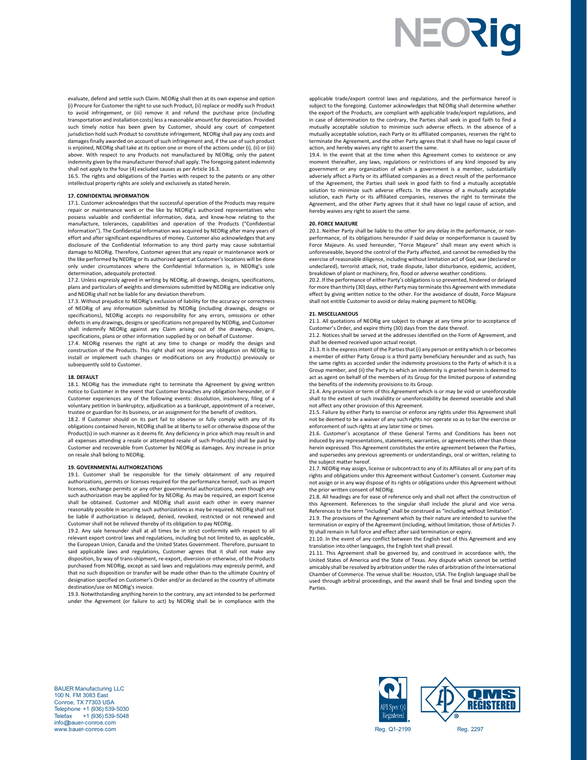evaluate, defend and settle such Claim. NEORig shall then at its own expense and option (i) Procure for Customer the right to use such Product, (ii) replace or modify such Product to avoid infringement, or (iii) remove it and refund the purchase price (including transportation and installation costs) less a reasonable amount for depreciation. Provided such timely notice has been given by Customer, should any court of competent jurisdiction hold such Product to constitute infringement, NEORig shall pay any costs and damages finally awarded on account of such infringement and, if the use of such product is enjoined, NEORig shall take at its option one or more of the actions under (i), (ii) or (iii) above. With respect to any Products not manufactured by NEORig, only the patent indemnity given by the manufacturer thereof shall apply. The foregoing patent indemnity shall not apply to the four (4) excluded causes as per Article 16.3.

16.5. The rights and obligations of the Parties with respect to the patents or any other intellectual property rights are solely and exclusively as stated herein.

**17. CONFIDENTIAL INFORMATION**

17.1. Customer acknowledges that the successful operation of the Products may require repair or maintenance work or the like by NEORig's authorized representatives who possess valuable and confidential information, data, and know-how relating to the manufacture, tolerances, capabilities and operation of the Products ("Confidential Information"). The Confidential Information was acquired by NEORig after many years of effort and after significant expenditures of money. Customer also acknowledges that any disclosure of the Confidential Information to any third party may cause substantial damage to NEORig. Therefore, Customer agrees that any repair or maintenance work or the like performed by NEORig or its authorized agent at Customer's locations will be done only under circumstances where the Confidential Information is, in NEORig's sole determination, adequately protected.

17.2. Unless expressly agreed in writing by NEORig, all drawings, designs, specifications, plans and particulars of weights and dimensions submitted by NEORig are indicative only and NEORig shall not be liable for any deviation therefrom.

17.3. Without prejudice to NEORig's exclusion of liability for the accuracy or correctness of NEORig of any information submitted by NEORig (including drawings, designs or specifications), NEORig accepts no responsibility for any errors, omissions or other defects in any drawings, designs or specifications not prepared by NEORig, and Customer shall indemnify NEORig against any Claim arising out of the drawings, designs, specifications, plans or other information supplied by or on behalf of Customer.

17.4. NEORig reserves the right at any time to change or modify the design and construction of the Products. This right shall not impose any obligation on NEORig to install or implement such changes or modifications on any Product(s) previously or subsequently sold to Customer.

**18. DEFAULT**

18.1. NEORig has the immediate right to terminate the Agreement by giving written notice to Customer in the event that Customer breaches any obligation hereunder, or if Customer experiences any of the following events: dissolution, insolvency, filing of a voluntary petition in bankruptcy, adjudication as a bankrupt, appointment of a receiver, trustee or guardian for its business, or an assignment for the benefit of creditors.

18.2. If Customer should on its part fail to observe or fully comply with any of its obligations contained herein, NEORig shall be at liberty to sell or otherwise dispose of the Product(s) in such manner as it deems fit. Any deficiency in price which may result in and all expenses attending a resale or attempted resale of such Product(s) shall be paid by Customer and recoverable from Customer by NEORig as damages. Any increase in price on resale shall belong to NEORig.

**19. GOVERNMENTAL AUTHORIZATIONS**

19.1. Customer shall be responsible for the timely obtainment of any required authorizations, permits or licenses required for the performance hereof, such as import licenses, exchange permits or any other governmental authorizations, even though any such authorization may be applied for by NEORig. As may be required, an export license shall be obtained. Customer and NEORig shall assist each other in every manner reasonably possible in securing such authorizations as may be required. NEORig shall not be liable if authorization is delayed, denied, revoked, restricted or not renewed and Customer shall not be relieved thereby of its obligation to pay NEORig.

19.2. Any sale hereunder shall at all times be in strict conformity with respect to all relevant export control laws and regulations, including but not limited to, as applicable, the European Union, Canada and the United States Government. Therefore, pursuant to said applicable laws and regulations, Customer agrees that it shall not make any disposition, by way of trans-shipment, re-export, diversion or otherwise, of the Products purchased from NEORig, except as said laws and regulations may expressly permit, and that no such disposition or transfer will be made other than to the ultimate Country of designation specified on Customer's Order and/or as declared as the country of ultimate destination/use on NEORig's invoice.

19.3. Notwithstanding anything herein to the contrary, any act intended to be performed under the Agreement (or failure to act) by NEORig shall be in compliance with the applicable trade/export control laws and regulations, and the performance hereof is subject to the foregoing. Customer acknowledges that NEORig shall determine whether the export of the Products, are compliant with applicable trade/export regulations, and in case of determination to the contrary, the Parties shall seek in good faith to find a mutually acceptable solution to minimize such adverse effects. In the absence of a mutually acceptable solution, each Party or its affiliated companies, reserves the right to terminate the Agreement, and the other Party agrees that it shall have no legal cause of action, and hereby waives any right to assert the same.

19.4. In the event that at the time when this Agreement comes to existence or any moment thereafter, any laws, regulations or restrictions of any kind imposed by any government or any organization of which a government is a member, substantially adversely affect a Party or its affiliated companies as a direct result of the performance of the Agreement, the Parties shall seek in good faith to find a mutually acceptable solution to minimize such adverse effects. In the absence of a mutually acceptable solution, each Party or its affiliated companies, reserves the right to terminate the Agreement, and the other Party agrees that it shall have no legal cause of action, and hereby waives any right to assert the same.

**20. FORCE MAJEURE**

20.1. Neither Party shall be liable to the other for any delay in the performance, or non-performance, of its obligations hereunder if said delay or nonperformance is caused by Force Majeure. As used hereunder, "Force Majeure" shall mean any event which is unforeseeable, beyond the control of the Party affected, and cannot be remedied by the exercise of reasonable diligence, including without limitation act of God, war (declared or undeclared), terrorist attack, riot, trade dispute, labor disturbance, epidemic, accident, breakdown of plant or machinery, fire, flood or adverse weather conditions.

20.2. If the performance of either Party's obligations is so prevented, hindered or delayed for more than thirty (30) days, either Party may terminate this Agreement with immediate effect by giving written notice to the other. For the avoidance of doubt, Force Majeure shall not entitle Customer to avoid or delay making payment to NEORig.

**21. MISCELLANEOUS**

21.1. All quotations of NEORig are subject to change at any time prior to acceptance of Customer's Order, and expire thirty (30) days from the date thereof.

21.2. Notices shall be served at the addresses identified on the Form of Agreement, and shall be deemed received upon actual receipt.

21.3. It is the express intent of the Parties that (i) any person or entity which is or becomes a member of either Party Group is a third party beneficiary hereunder and as such, has the same rights as accorded under the indemnity provisions to the Party of which it is a Group member, and (ii) the Party to which an indemnity is granted herein is deemed to act as agent on behalf of the members of its Group for the limited purpose of extending the benefits of the indemnity provisions to its Group.

21.4. Any provision or term of this Agreement which is or may be void or unenforceable shall to the extent of such invalidity or unenforceability be deemed severable and shall not affect any other provision of this Agreement.

21.5. Failure by either Party to exercise or enforce any rights under this Agreement shall not be deemed to be a waiver of any such rights nor operate so as to bar the exercise or enforcement of such rights at any later time or times.

21.6. Customer's acceptance of these General Terms and Conditions has been not induced by any representations, statements, warranties, or agreements other than those herein expressed. This Agreement constitutes the entire agreement between the Parties, and supersedes any previous agreements or understandings, oral or written, relating to the subject matter hereof.

21.7. NEORig may assign, license or subcontract to any of its Affiliates all or any part of its rights and obligations under this Agreement without Customer's consent. Customer may not assign or in any way dispose of its rights or obligations under this Agreement without the prior written consent of NEORig.

21.8. All headings are for ease of reference only and shall not affect the construction of this Agreement. References to the singular shall include the plural and vice versa. References to the term "including" shall be construed as "including without limitation".

21.9. The provisions of the Agreement which by their nature are intended to survive the termination or expiry of the Agreement (including, without limitation, those of Articles 7-9) shall remain in full force and effect after said termination or expiry.

21.10. In the event of any conflict between the English text of this Agreement and any translation into other languages, the English text shall prevail.

21.11. This Agreement shall be governed by, and construed in accordance with, the United States of America and the State of Texas. Any dispute which cannot be settled amicably shall be resolved by arbitration under the rules of arbitration of the International Chamber of Commerce. The venue shall be: Houston, USA. The English language shall be used through arbitral proceedings, and the award shall be final and binding upon the Parties.

BAUER Manufacturing LLC
100 N. FM 3083 East
Conroe, TX 77303 USA
Telephone +1 (936) 539-5030
Telefax +1 (936) 539-5048
info@bauer-conroe.com
www.bauer-conroe.com

Reg. Q1-2199 Reg. 2297